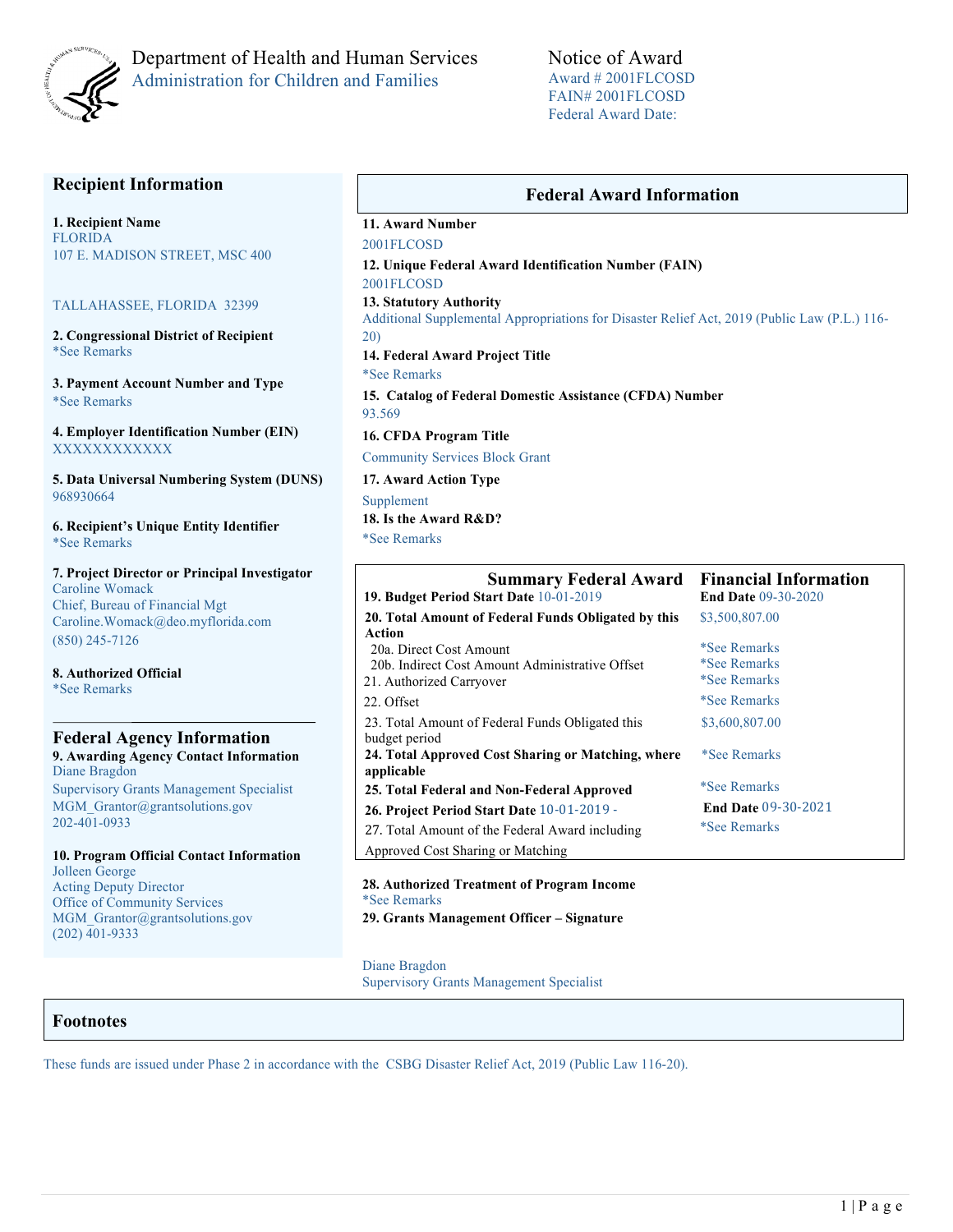# Department of Health and Human Services
## Administration for Children and Families

# Notice of Award
Award # 2001FLCOSD
FAIN# 2001FLCOSD
Federal Award Date:

## Recipient Information

**1. Recipient Name**
FLORIDA
107 E. MADISON STREET, MSC 400

TALLAHASSEE, FLORIDA 32399

**2. Congressional District of Recipient**
*See Remarks

**3. Payment Account Number and Type**
*See Remarks

**4. Employer Identification Number (EIN)**
XXXXXXXXXXXX

**5. Data Universal Numbering System (DUNS)**
968930664

**6. Recipient's Unique Entity Identifier**
*See Remarks

**7. Project Director or Principal Investigator**
Caroline Womack
Chief, Bureau of Financial Mgt
Caroline.Womack@deo.myflorida.com
(850) 245-7126

**8. Authorized Official**
*See Remarks

## Federal Agency Information

**9. Awarding Agency Contact Information**
Diane Bragdon
Supervisory Grants Management Specialist
MGM_Grantor@grantsolutions.gov
202-401-0933

**10. Program Official Contact Information**
Jolleen George
Acting Deputy Director
Office of Community Services
MGM_Grantor@grantsolutions.gov
(202) 401-9333

## Federal Award Information

**11. Award Number**
2001FLCOSD

**12. Unique Federal Award Identification Number (FAIN)**
2001FLCOSD

**13. Statutory Authority**
Additional Supplemental Appropriations for Disaster Relief Act, 2019 (Public Law (P.L.) 116-20)

**14. Federal Award Project Title**
*See Remarks

**15. Catalog of Federal Domestic Assistance (CFDA) Number**
93.569

**16. CFDA Program Title**
Community Services Block Grant

**17. Award Action Type**
Supplement

**18. Is the Award R&D?**
*See Remarks

## Summary Federal Award Financial Information

| | |
|---|---|
| **19. Budget Period Start Date** 10-01-2019 | **End Date** 09-30-2020 |
| **20. Total Amount of Federal Funds Obligated by this Action** | $3,500,807.00 |
| 20a. Direct Cost Amount | *See Remarks |
| 20b. Indirect Cost Amount Administrative Offset | *See Remarks |
| 21. Authorized Carryover | *See Remarks |
| 22. Offset | *See Remarks |
| 23. Total Amount of Federal Funds Obligated this budget period | $3,600,807.00 |
| **24. Total Approved Cost Sharing or Matching, where applicable** | *See Remarks |
| **25. Total Federal and Non-Federal Approved** | *See Remarks |
| **26. Project Period Start Date** 10-01-2019 - | **End Date** 09-30-2021 |
| 27. Total Amount of the Federal Award including Approved Cost Sharing or Matching | *See Remarks |

**28. Authorized Treatment of Program Income**
*See Remarks

**29. Grants Management Officer – Signature**

Diane Bragdon
Supervisory Grants Management Specialist

## Footnotes

These funds are issued under Phase 2 in accordance with the CSBG Disaster Relief Act, 2019 (Public Law 116-20).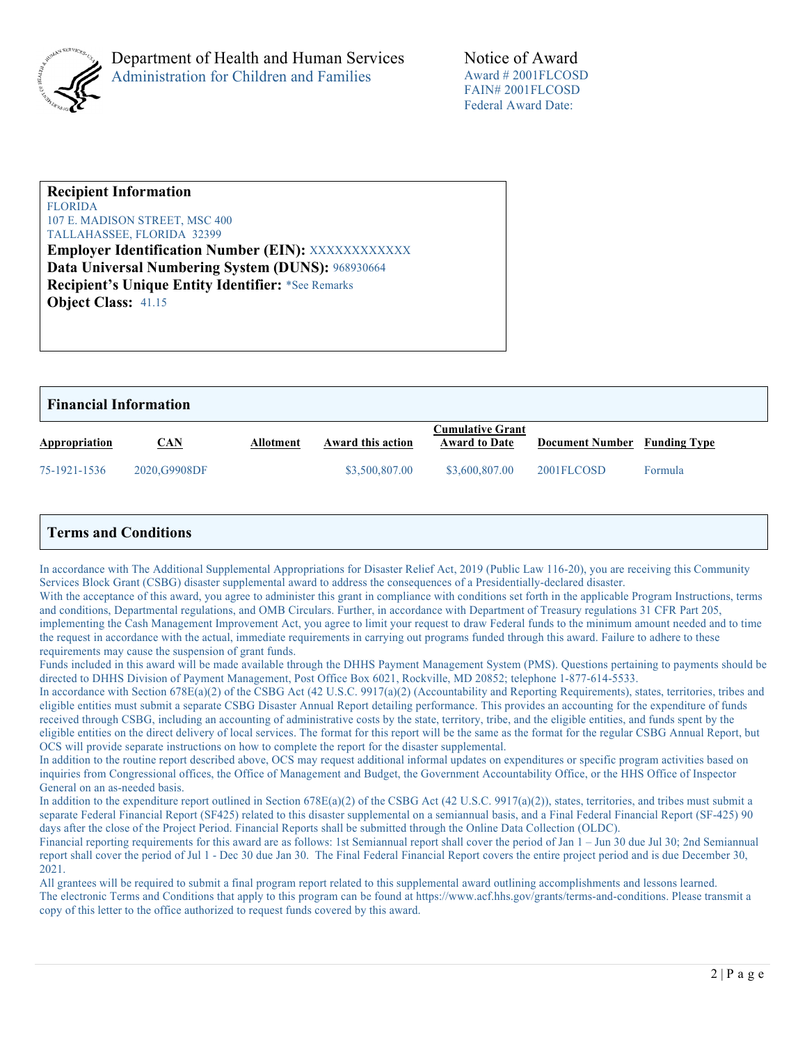Department of Health and Human Services
Administration for Children and Families

Notice of Award
Award # 2001FLCOSD
FAIN# 2001FLCOSD
Federal Award Date:

**Recipient Information**
FLORIDA
107 E. MADISON STREET, MSC 400
TALLAHASSEE, FLORIDA 32399
**Employer Identification Number (EIN):** XXXXXXXXXXXX
**Data Universal Numbering System (DUNS):** 968930664
**Recipient's Unique Entity Identifier:** *See Remarks
**Object Class:** 41.15

## Financial Information

| Appropriation | CAN | Allotment | Award this action | Cumulative Grant Award to Date | Document Number | Funding Type |
|---|---|---|---|---|---|---|
| 75-1921-1536 | 2020,G9908DF | | $3,500,807.00 | $3,600,807.00 | 2001FLCOSD | Formula |

## Terms and Conditions

In accordance with The Additional Supplemental Appropriations for Disaster Relief Act, 2019 (Public Law 116-20), you are receiving this Community Services Block Grant (CSBG) disaster supplemental award to address the consequences of a Presidentially-declared disaster.
With the acceptance of this award, you agree to administer this grant in compliance with conditions set forth in the applicable Program Instructions, terms and conditions, Departmental regulations, and OMB Circulars. Further, in accordance with Department of Treasury regulations 31 CFR Part 205, implementing the Cash Management Improvement Act, you agree to limit your request to draw Federal funds to the minimum amount needed and to time the request in accordance with the actual, immediate requirements in carrying out programs funded through this award. Failure to adhere to these requirements may cause the suspension of grant funds.
Funds included in this award will be made available through the DHHS Payment Management System (PMS). Questions pertaining to payments should be directed to DHHS Division of Payment Management, Post Office Box 6021, Rockville, MD 20852; telephone 1-877-614-5533.
In accordance with Section 678E(a)(2) of the CSBG Act (42 U.S.C. 9917(a)(2) (Accountability and Reporting Requirements), states, territories, tribes and eligible entities must submit a separate CSBG Disaster Annual Report detailing performance. This provides an accounting for the expenditure of funds received through CSBG, including an accounting of administrative costs by the state, territory, tribe, and the eligible entities, and funds spent by the eligible entities on the direct delivery of local services. The format for this report will be the same as the format for the regular CSBG Annual Report, but OCS will provide separate instructions on how to complete the report for the disaster supplemental.
In addition to the routine report described above, OCS may request additional informal updates on expenditures or specific program activities based on inquiries from Congressional offices, the Office of Management and Budget, the Government Accountability Office, or the HHS Office of Inspector General on an as-needed basis.
In addition to the expenditure report outlined in Section 678E(a)(2) of the CSBG Act (42 U.S.C. 9917(a)(2)), states, territories, and tribes must submit a separate Federal Financial Report (SF425) related to this disaster supplemental on a semiannual basis, and a Final Federal Financial Report (SF-425) 90 days after the close of the Project Period. Financial Reports shall be submitted through the Online Data Collection (OLDC).
Financial reporting requirements for this award are as follows: 1st Semiannual report shall cover the period of Jan 1 – Jun 30 due Jul 30; 2nd Semiannual report shall cover the period of Jul 1 - Dec 30 due Jan 30. The Final Federal Financial Report covers the entire project period and is due December 30, 2021.
All grantees will be required to submit a final program report related to this supplemental award outlining accomplishments and lessons learned.
The electronic Terms and Conditions that apply to this program can be found at https://www.acf.hhs.gov/grants/terms-and-conditions. Please transmit a copy of this letter to the office authorized to request funds covered by this award.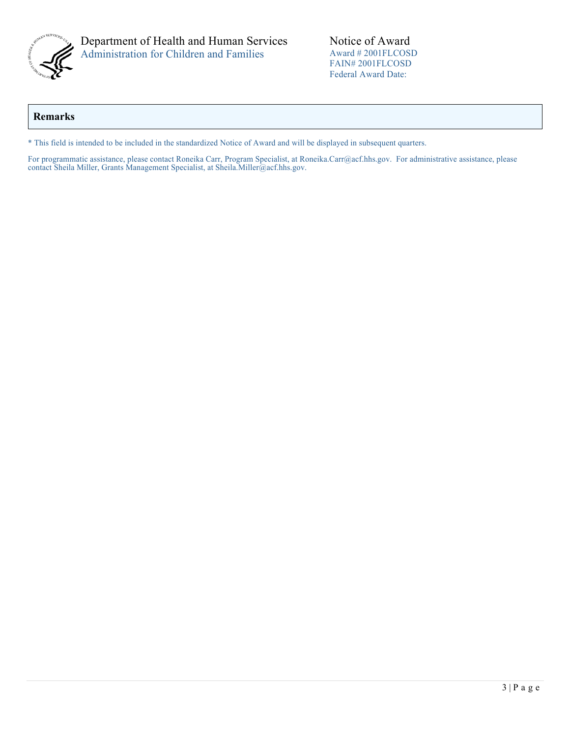Department of Health and Human Services
Administration for Children and Families

Notice of Award
Award # 2001FLCOSD
FAIN# 2001FLCOSD
Federal Award Date:

## Remarks

* This field is intended to be included in the standardized Notice of Award and will be displayed in subsequent quarters.

For programmatic assistance, please contact Roneika Carr, Program Specialist, at Roneika.Carr@acf.hhs.gov. For administrative assistance, please contact Sheila Miller, Grants Management Specialist, at Sheila.Miller@acf.hhs.gov.